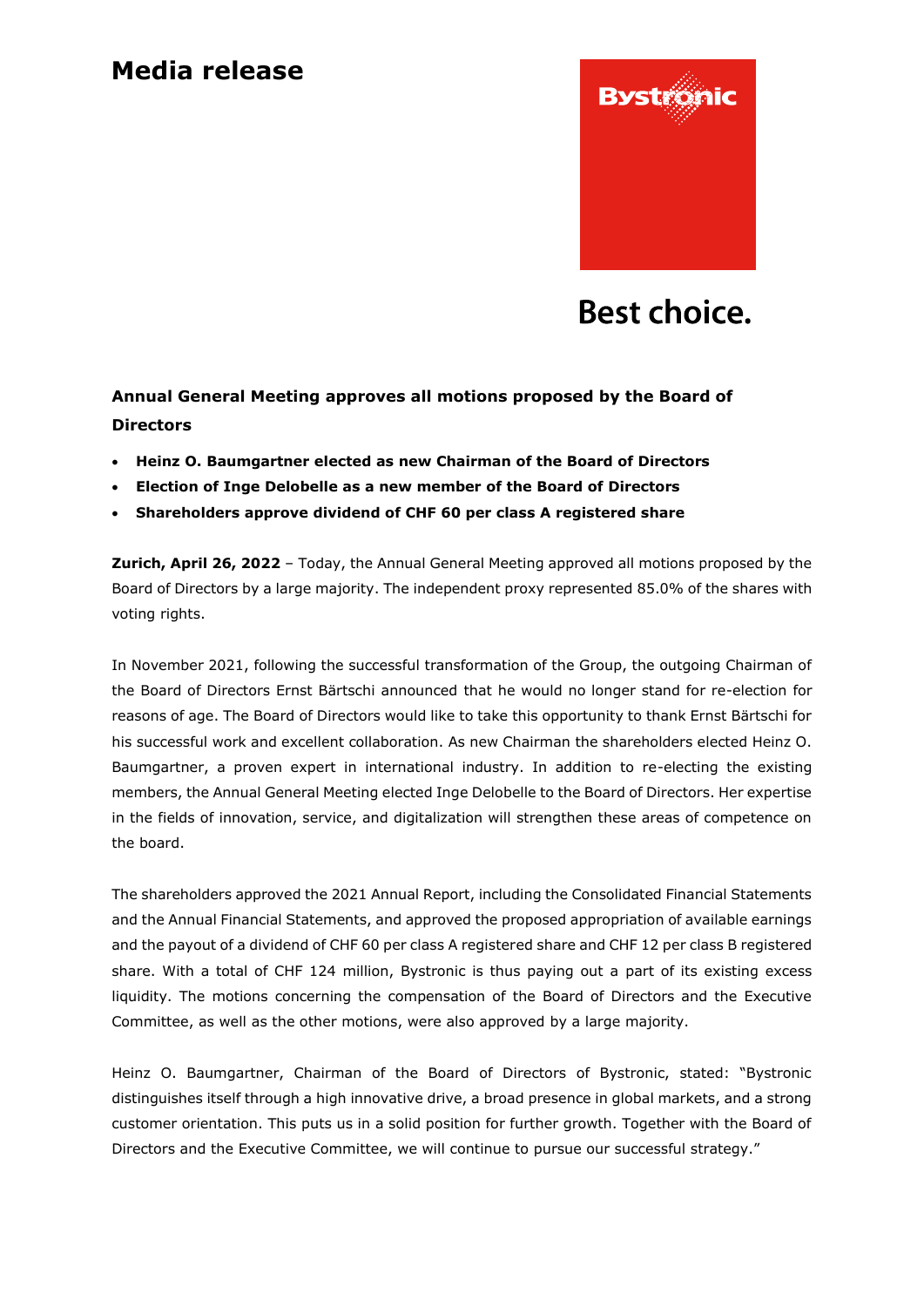# Media release

Bystronic

Best choice.

## Annual General Meeting approves all motions proposed by the Board of Directors

- **Heinz O. Baumgartner elected as new Chairman of the Board of Directors**
- **Election of Inge Delobelle as a new member of the Board of Directors**
- **Shareholders approve dividend of CHF 60 per class A registered share**

**Zurich, April 26, 2022** – Today, the Annual General Meeting approved all motions proposed by the Board of Directors by a large majority. The independent proxy represented 85.0% of the shares with voting rights.

In November 2021, following the successful transformation of the Group, the outgoing Chairman of the Board of Directors Ernst Bärtschi announced that he would no longer stand for re-election for reasons of age. The Board of Directors would like to take this opportunity to thank Ernst Bärtschi for his successful work and excellent collaboration. As new Chairman the shareholders elected Heinz O. Baumgartner, a proven expert in international industry. In addition to re-electing the existing members, the Annual General Meeting elected Inge Delobelle to the Board of Directors. Her expertise in the fields of innovation, service, and digitalization will strengthen these areas of competence on the board.

The shareholders approved the 2021 Annual Report, including the Consolidated Financial Statements and the Annual Financial Statements, and approved the proposed appropriation of available earnings and the payout of a dividend of CHF 60 per class A registered share and CHF 12 per class B registered share. With a total of CHF 124 million, Bystronic is thus paying out a part of its existing excess liquidity. The motions concerning the compensation of the Board of Directors and the Executive Committee, as well as the other motions, were also approved by a large majority.

Heinz O. Baumgartner, Chairman of the Board of Directors of Bystronic, stated: "Bystronic distinguishes itself through a high innovative drive, a broad presence in global markets, and a strong customer orientation. This puts us in a solid position for further growth. Together with the Board of Directors and the Executive Committee, we will continue to pursue our successful strategy."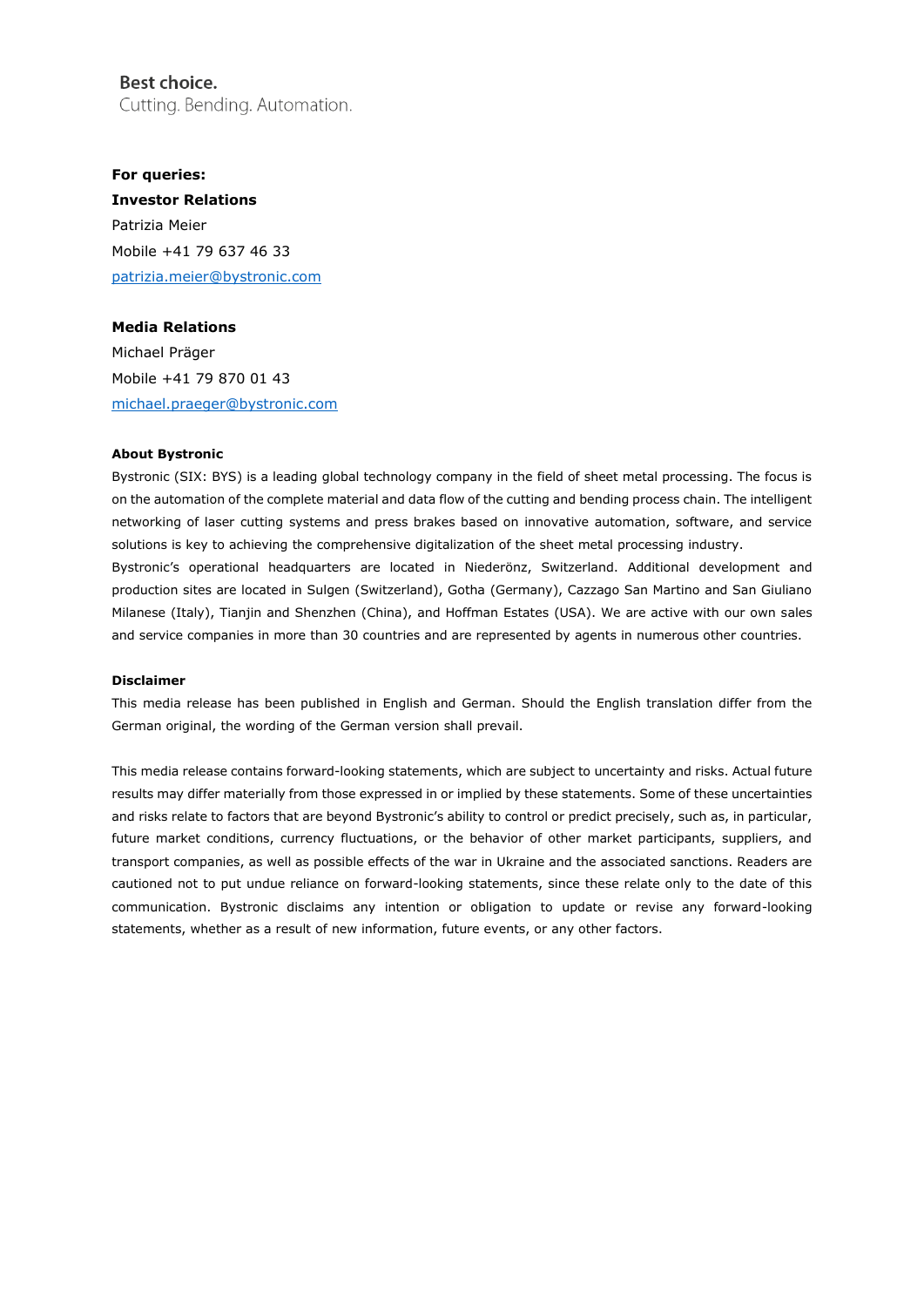Best choice.
Cutting. Bending. Automation.

**For queries:**

**Investor Relations**
Patrizia Meier
Mobile +41 79 637 46 33
patrizia.meier@bystronic.com

**Media Relations**
Michael Präger
Mobile +41 79 870 01 43
michael.praeger@bystronic.com

**About Bystronic**

Bystronic (SIX: BYS) is a leading global technology company in the field of sheet metal processing. The focus is on the automation of the complete material and data flow of the cutting and bending process chain. The intelligent networking of laser cutting systems and press brakes based on innovative automation, software, and service solutions is key to achieving the comprehensive digitalization of the sheet metal processing industry.
Bystronic's operational headquarters are located in Niederönz, Switzerland. Additional development and production sites are located in Sulgen (Switzerland), Gotha (Germany), Cazzago San Martino and San Giuliano Milanese (Italy), Tianjin and Shenzhen (China), and Hoffman Estates (USA). We are active with our own sales and service companies in more than 30 countries and are represented by agents in numerous other countries.

**Disclaimer**

This media release has been published in English and German. Should the English translation differ from the German original, the wording of the German version shall prevail.

This media release contains forward-looking statements, which are subject to uncertainty and risks. Actual future results may differ materially from those expressed in or implied by these statements. Some of these uncertainties and risks relate to factors that are beyond Bystronic's ability to control or predict precisely, such as, in particular, future market conditions, currency fluctuations, or the behavior of other market participants, suppliers, and transport companies, as well as possible effects of the war in Ukraine and the associated sanctions. Readers are cautioned not to put undue reliance on forward-looking statements, since these relate only to the date of this communication. Bystronic disclaims any intention or obligation to update or revise any forward-looking statements, whether as a result of new information, future events, or any other factors.